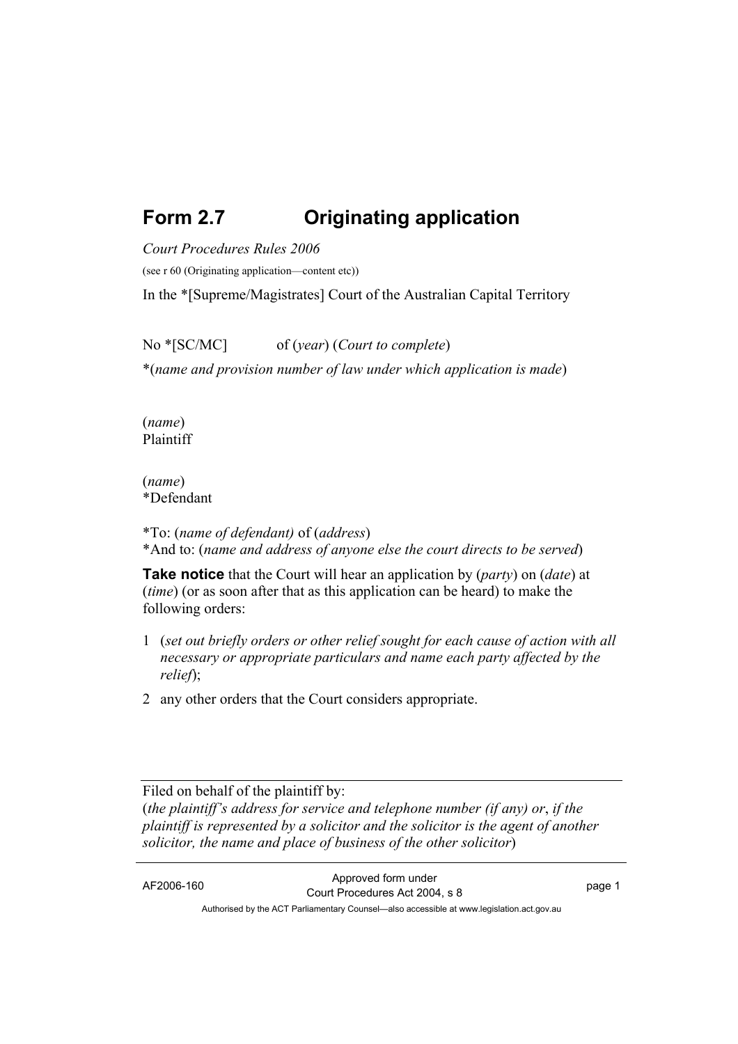# Form 2.7 Originating application

*Court Procedures Rules 2006*

(see r 60 (Originating application—content etc))

In the *[Supreme/Magistrates] Court of the Australian Capital Territory

No *[SC/MC] of (*year*) (*Court to complete*)

*(*name and provision number of law under which application is made*)

(*name*)
Plaintiff

(*name*)
*Defendant

*To: (*name of defendant)* of (*address*)
*And to: (*name and address of anyone else the court directs to be served*)

**Take notice** that the Court will hear an application by (*party*) on (*date*) at (*time*) (or as soon after that as this application can be heard) to make the following orders:

1 (*set out briefly orders or other relief sought for each cause of action with all necessary or appropriate particulars and name each party affected by the relief*);
2 any other orders that the Court considers appropriate.

---

Filed on behalf of the plaintiff by:
(*the plaintiff's address for service and telephone number (if any) or*, *if the plaintiff is represented by a solicitor and the solicitor is the agent of another solicitor, the name and place of business of the other solicitor*)

---

AF2006-160 Approved form under Court Procedures Act 2004, s 8

Authorised by the ACT Parliamentary Counsel—also accessible at www.legislation.act.gov.au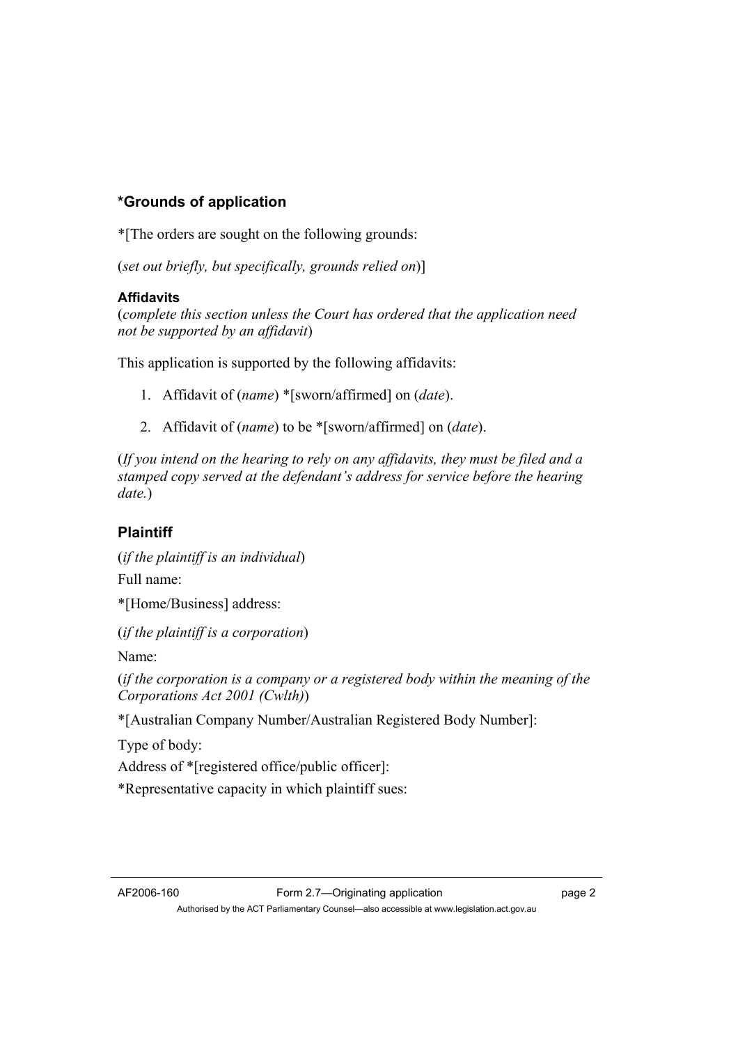## *Grounds of application

*[The orders are sought on the following grounds:

(*set out briefly, but specifically, grounds relied on*)]

### Affidavits

(*complete this section unless the Court has ordered that the application need not be supported by an affidavit*)

This application is supported by the following affidavits:

1. Affidavit of (*name*) *[sworn/affirmed] on (*date*).
2. Affidavit of (*name*) to be *[sworn/affirmed] on (*date*).

(*If you intend on the hearing to rely on any affidavits, they must be filed and a stamped copy served at the defendant's address for service before the hearing date.*)

## Plaintiff

(*if the plaintiff is an individual*)

Full name:

*[Home/Business] address:

(*if the plaintiff is a corporation*)

Name:

(*if the corporation is a company or a registered body within the meaning of the Corporations Act 2001 (Cwlth)*)

*[Australian Company Number/Australian Registered Body Number]:

Type of body:

Address of *[registered office/public officer]:

*Representative capacity in which plaintiff sues: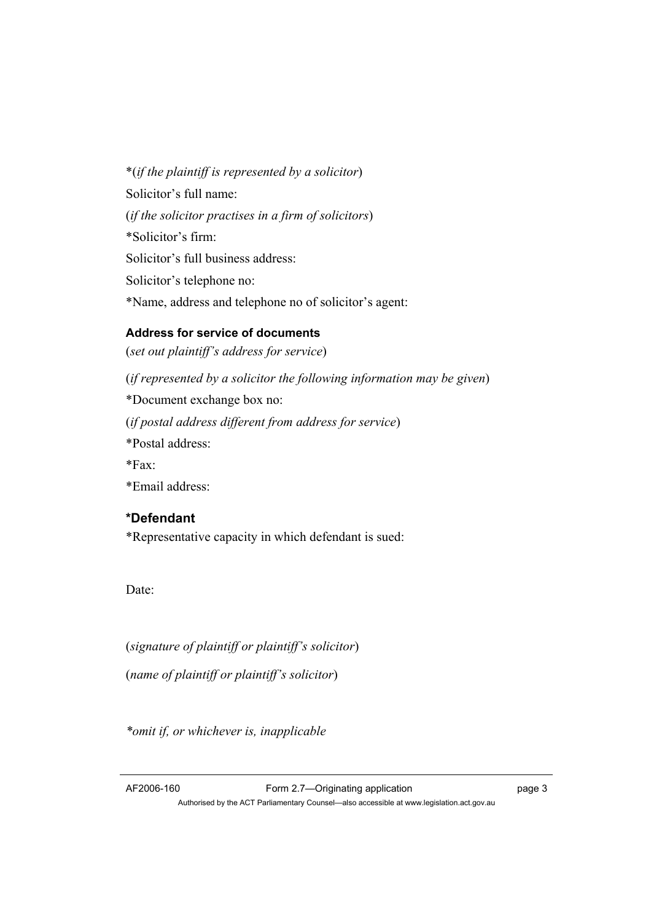*(*if the plaintiff is represented by a solicitor*)

Solicitor's full name:

(*if the solicitor practises in a firm of solicitors*)

*Solicitor's firm:

Solicitor's full business address:

Solicitor's telephone no:

*Name, address and telephone no of solicitor's agent:

### Address for service of documents

(*set out plaintiff's address for service*)

(*if represented by a solicitor the following information may be given*)

*Document exchange box no:

(*if postal address different from address for service*)

*Postal address:

*Fax:

*Email address:

## *Defendant

*Representative capacity in which defendant is sued:

Date:

(*signature of plaintiff or plaintiff's solicitor*)

(*name of plaintiff or plaintiff's solicitor*)

**omit if, or whichever is, inapplicable*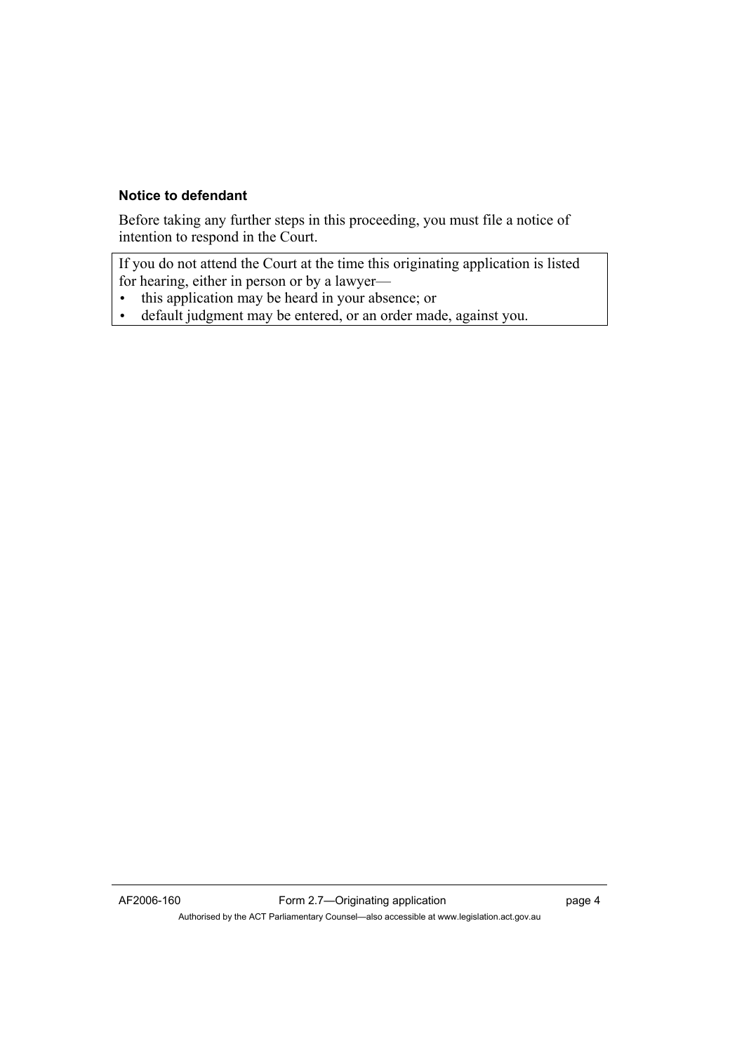**Notice to defendant**

Before taking any further steps in this proceeding, you must file a notice of intention to respond in the Court.

If you do not attend the Court at the time this originating application is listed for hearing, either in person or by a lawyer—

- this application may be heard in your absence; or
- default judgment may be entered, or an order made, against you.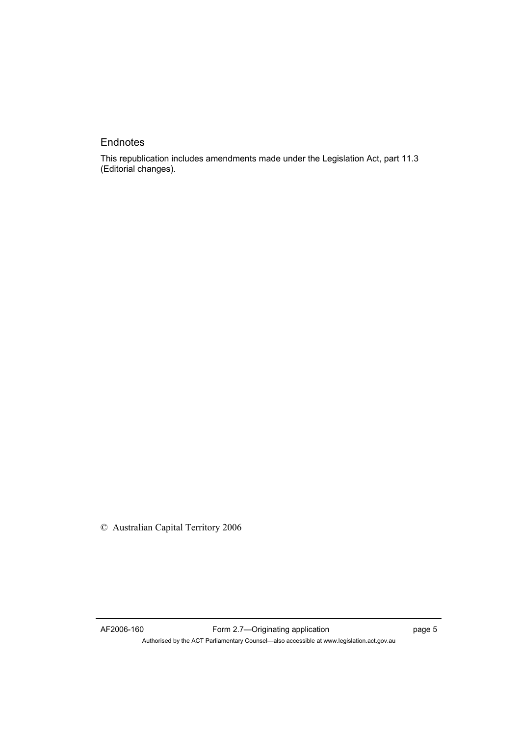## Endnotes

This republication includes amendments made under the Legislation Act, part 11.3 (Editorial changes).

© Australian Capital Territory 2006